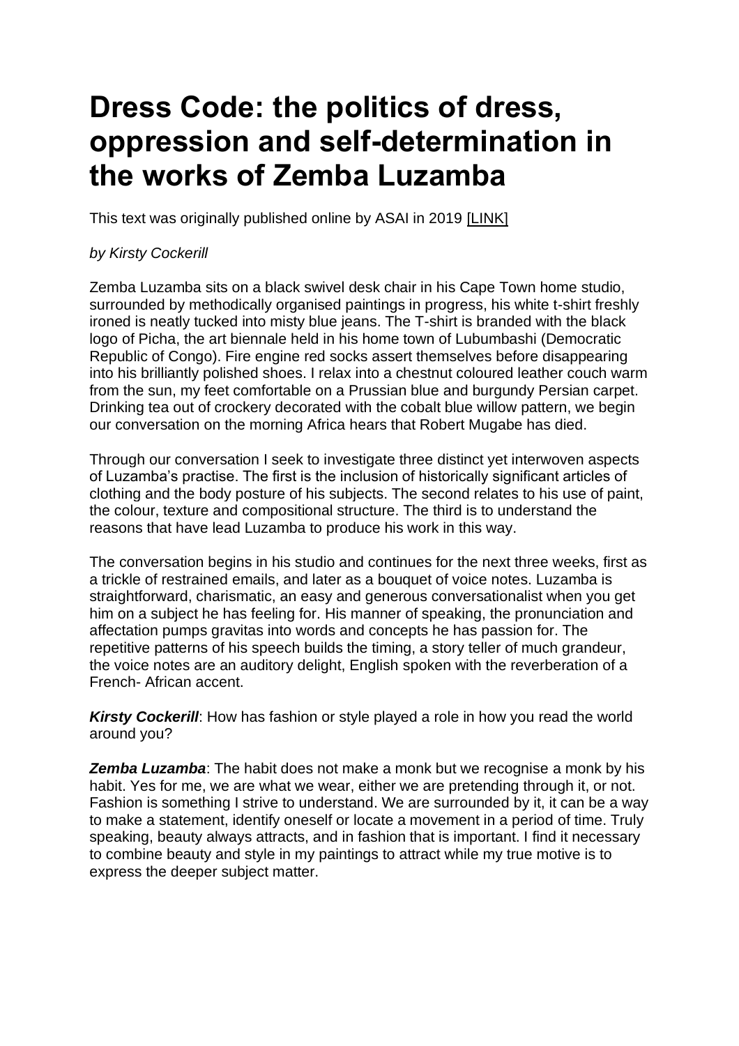# Dress Code: the politics of dress, oppression and self-determination in the works of Zemba Luzamba

This text was originally published online by ASAI in 2019 [LINK]

*by Kirsty Cockerill*

Zemba Luzamba sits on a black swivel desk chair in his Cape Town home studio, surrounded by methodically organised paintings in progress, his white t-shirt freshly ironed is neatly tucked into misty blue jeans. The T-shirt is branded with the black logo of Picha, the art biennale held in his home town of Lubumbashi (Democratic Republic of Congo). Fire engine red socks assert themselves before disappearing into his brilliantly polished shoes. I relax into a chestnut coloured leather couch warm from the sun, my feet comfortable on a Prussian blue and burgundy Persian carpet. Drinking tea out of crockery decorated with the cobalt blue willow pattern, we begin our conversation on the morning Africa hears that Robert Mugabe has died.

Through our conversation I seek to investigate three distinct yet interwoven aspects of Luzamba's practise. The first is the inclusion of historically significant articles of clothing and the body posture of his subjects. The second relates to his use of paint, the colour, texture and compositional structure. The third is to understand the reasons that have lead Luzamba to produce his work in this way.

The conversation begins in his studio and continues for the next three weeks, first as a trickle of restrained emails, and later as a bouquet of voice notes. Luzamba is straightforward, charismatic, an easy and generous conversationalist when you get him on a subject he has feeling for. His manner of speaking, the pronunciation and affectation pumps gravitas into words and concepts he has passion for. The repetitive patterns of his speech builds the timing, a story teller of much grandeur, the voice notes are an auditory delight, English spoken with the reverberation of a French- African accent.

***Kirsty Cockerill***: How has fashion or style played a role in how you read the world around you?

***Zemba Luzamba***: The habit does not make a monk but we recognise a monk by his habit. Yes for me, we are what we wear, either we are pretending through it, or not. Fashion is something I strive to understand. We are surrounded by it, it can be a way to make a statement, identify oneself or locate a movement in a period of time. Truly speaking, beauty always attracts, and in fashion that is important. I find it necessary to combine beauty and style in my paintings to attract while my true motive is to express the deeper subject matter.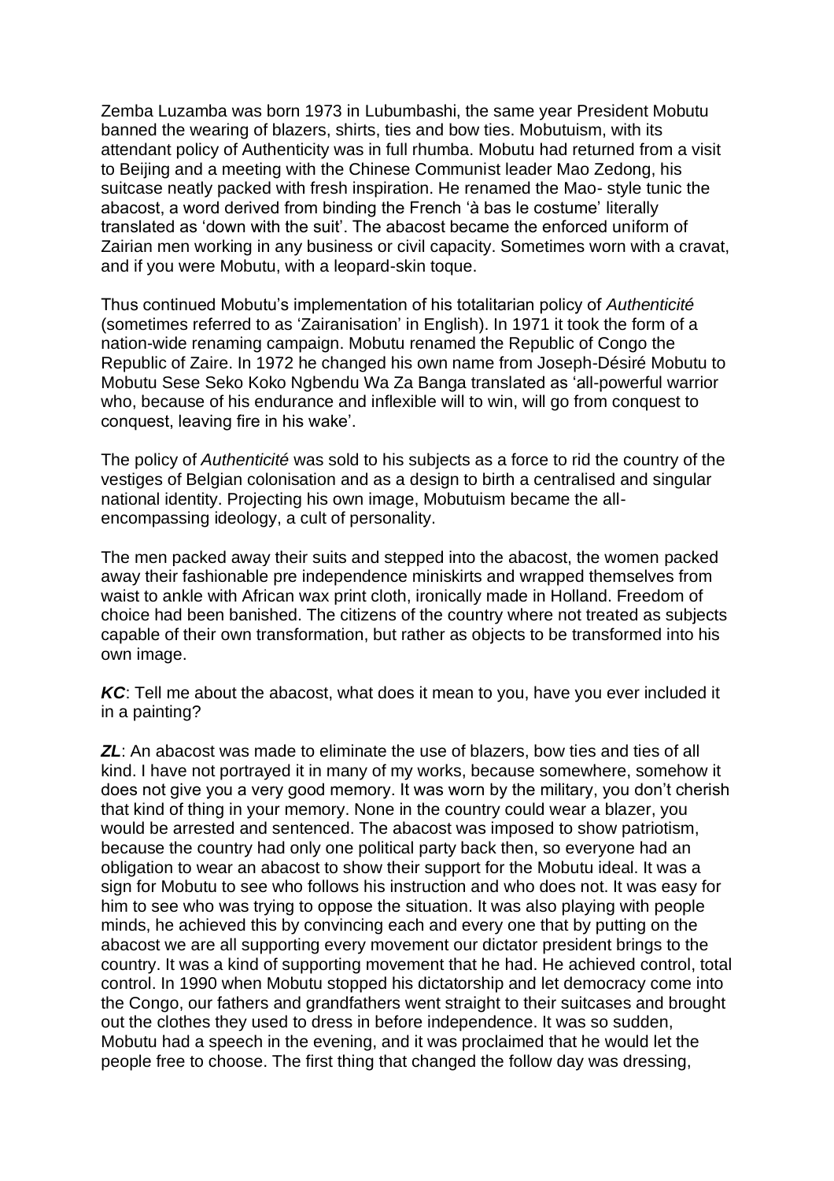Zemba Luzamba was born 1973 in Lubumbashi, the same year President Mobutu banned the wearing of blazers, shirts, ties and bow ties. Mobutuism, with its attendant policy of Authenticity was in full rhumba. Mobutu had returned from a visit to Beijing and a meeting with the Chinese Communist leader Mao Zedong, his suitcase neatly packed with fresh inspiration. He renamed the Mao- style tunic the abacost, a word derived from binding the French 'à bas le costume' literally translated as 'down with the suit'. The abacost became the enforced uniform of Zairian men working in any business or civil capacity. Sometimes worn with a cravat, and if you were Mobutu, with a leopard-skin toque.

Thus continued Mobutu's implementation of his totalitarian policy of *Authenticité* (sometimes referred to as 'Zairanisation' in English). In 1971 it took the form of a nation-wide renaming campaign. Mobutu renamed the Republic of Congo the Republic of Zaire. In 1972 he changed his own name from Joseph-Désiré Mobutu to Mobutu Sese Seko Koko Ngbendu Wa Za Banga translated as 'all-powerful warrior who, because of his endurance and inflexible will to win, will go from conquest to conquest, leaving fire in his wake'.

The policy of *Authenticité* was sold to his subjects as a force to rid the country of the vestiges of Belgian colonisation and as a design to birth a centralised and singular national identity. Projecting his own image, Mobutuism became the all-encompassing ideology, a cult of personality.

The men packed away their suits and stepped into the abacost, the women packed away their fashionable pre independence miniskirts and wrapped themselves from waist to ankle with African wax print cloth, ironically made in Holland. Freedom of choice had been banished. The citizens of the country where not treated as subjects capable of their own transformation, but rather as objects to be transformed into his own image.

***KC***: Tell me about the abacost, what does it mean to you, have you ever included it in a painting?

***ZL***: An abacost was made to eliminate the use of blazers, bow ties and ties of all kind. I have not portrayed it in many of my works, because somewhere, somehow it does not give you a very good memory. It was worn by the military, you don't cherish that kind of thing in your memory. None in the country could wear a blazer, you would be arrested and sentenced. The abacost was imposed to show patriotism, because the country had only one political party back then, so everyone had an obligation to wear an abacost to show their support for the Mobutu ideal. It was a sign for Mobutu to see who follows his instruction and who does not. It was easy for him to see who was trying to oppose the situation. It was also playing with people minds, he achieved this by convincing each and every one that by putting on the abacost we are all supporting every movement our dictator president brings to the country. It was a kind of supporting movement that he had. He achieved control, total control. In 1990 when Mobutu stopped his dictatorship and let democracy come into the Congo, our fathers and grandfathers went straight to their suitcases and brought out the clothes they used to dress in before independence. It was so sudden, Mobutu had a speech in the evening, and it was proclaimed that he would let the people free to choose. The first thing that changed the follow day was dressing,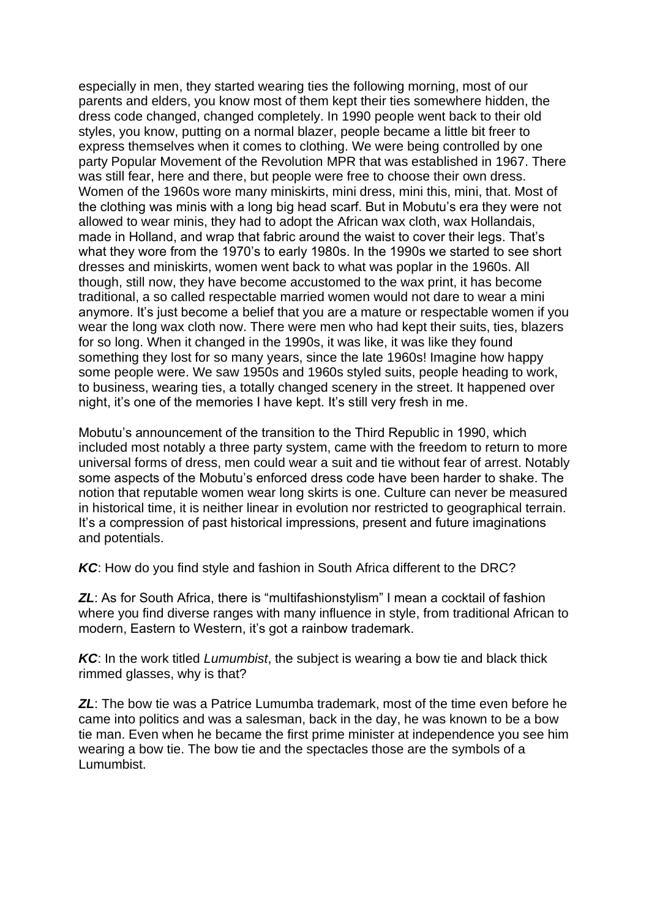especially in men, they started wearing ties the following morning, most of our parents and elders, you know most of them kept their ties somewhere hidden, the dress code changed, changed completely. In 1990 people went back to their old styles, you know, putting on a normal blazer, people became a little bit freer to express themselves when it comes to clothing. We were being controlled by one party Popular Movement of the Revolution MPR that was established in 1967. There was still fear, here and there, but people were free to choose their own dress. Women of the 1960s wore many miniskirts, mini dress, mini this, mini, that. Most of the clothing was minis with a long big head scarf. But in Mobutu's era they were not allowed to wear minis, they had to adopt the African wax cloth, wax Hollandais, made in Holland, and wrap that fabric around the waist to cover their legs. That's what they wore from the 1970's to early 1980s. In the 1990s we started to see short dresses and miniskirts, women went back to what was poplar in the 1960s. All though, still now, they have become accustomed to the wax print, it has become traditional, a so called respectable married women would not dare to wear a mini anymore. It's just become a belief that you are a mature or respectable women if you wear the long wax cloth now. There were men who had kept their suits, ties, blazers for so long. When it changed in the 1990s, it was like, it was like they found something they lost for so many years, since the late 1960s! Imagine how happy some people were. We saw 1950s and 1960s styled suits, people heading to work, to business, wearing ties, a totally changed scenery in the street. It happened over night, it's one of the memories I have kept. It's still very fresh in me.

Mobutu's announcement of the transition to the Third Republic in 1990, which included most notably a three party system, came with the freedom to return to more universal forms of dress, men could wear a suit and tie without fear of arrest. Notably some aspects of the Mobutu's enforced dress code have been harder to shake. The notion that reputable women wear long skirts is one. Culture can never be measured in historical time, it is neither linear in evolution nor restricted to geographical terrain. It's a compression of past historical impressions, present and future imaginations and potentials.

***KC***: How do you find style and fashion in South Africa different to the DRC?

***ZL***: As for South Africa, there is "multifashionstylism" I mean a cocktail of fashion where you find diverse ranges with many influence in style, from traditional African to modern, Eastern to Western, it's got a rainbow trademark.

***KC***: In the work titled *Lumumbist*, the subject is wearing a bow tie and black thick rimmed glasses, why is that?

***ZL***: The bow tie was a Patrice Lumumba trademark, most of the time even before he came into politics and was a salesman, back in the day, he was known to be a bow tie man. Even when he became the first prime minister at independence you see him wearing a bow tie. The bow tie and the spectacles those are the symbols of a Lumumbist.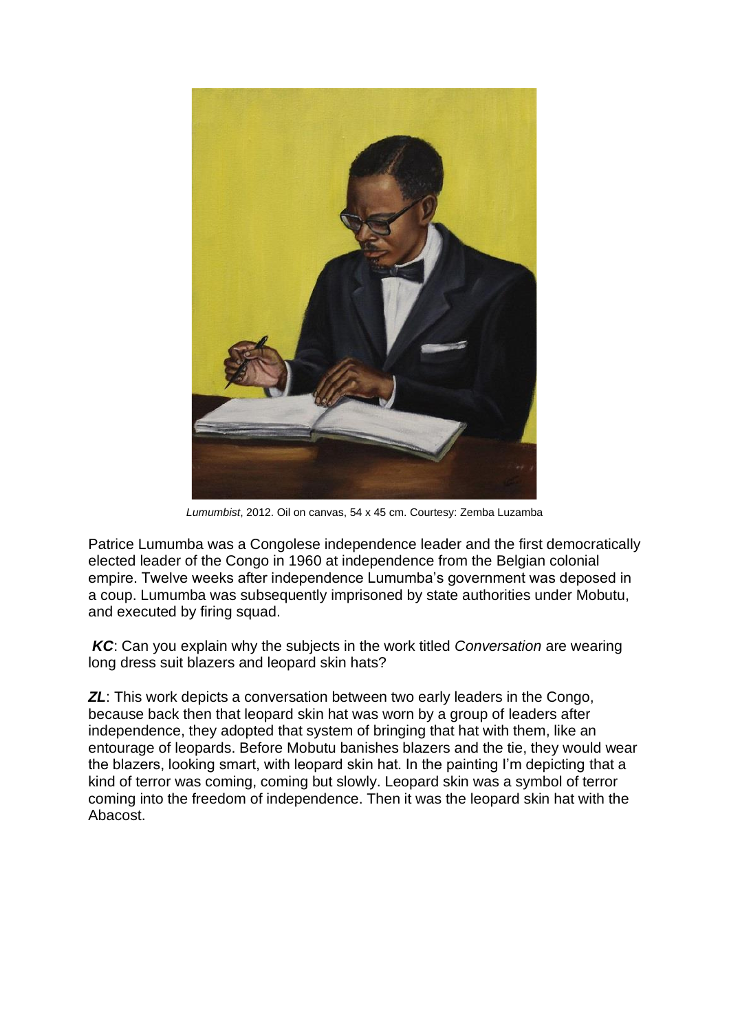*Lumumbist*, 2012. Oil on canvas, 54 x 45 cm. Courtesy: Zemba Luzamba

Patrice Lumumba was a Congolese independence leader and the first democratically elected leader of the Congo in 1960 at independence from the Belgian colonial empire. Twelve weeks after independence Lumumba's government was deposed in a coup. Lumumba was subsequently imprisoned by state authorities under Mobutu, and executed by firing squad.

***KC***: Can you explain why the subjects in the work titled *Conversation* are wearing long dress suit blazers and leopard skin hats?

***ZL***: This work depicts a conversation between two early leaders in the Congo, because back then that leopard skin hat was worn by a group of leaders after independence, they adopted that system of bringing that hat with them, like an entourage of leopards. Before Mobutu banishes blazers and the tie, they would wear the blazers, looking smart, with leopard skin hat. In the painting I'm depicting that a kind of terror was coming, coming but slowly. Leopard skin was a symbol of terror coming into the freedom of independence. Then it was the leopard skin hat with the Abacost.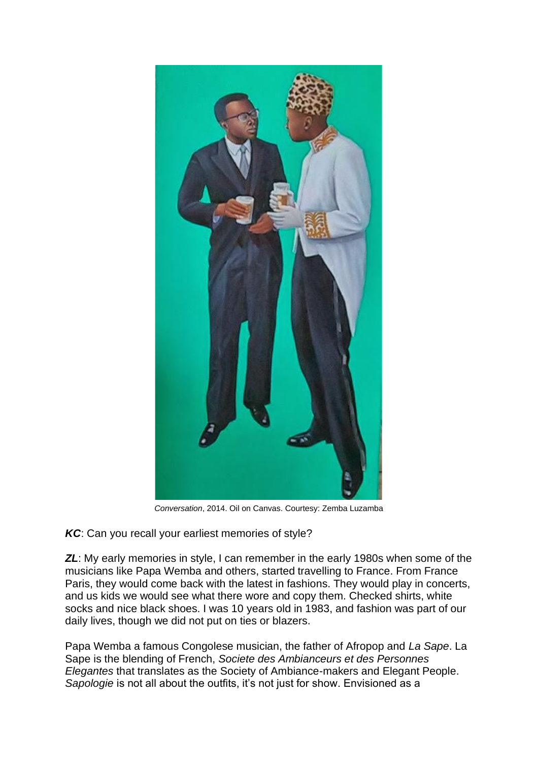*Conversation*, 2014. Oil on Canvas. Courtesy: Zemba Luzamba

***KC***: Can you recall your earliest memories of style?

***ZL***: My early memories in style, I can remember in the early 1980s when some of the musicians like Papa Wemba and others, started travelling to France. From France Paris, they would come back with the latest in fashions. They would play in concerts, and us kids we would see what there wore and copy them. Checked shirts, white socks and nice black shoes. I was 10 years old in 1983, and fashion was part of our daily lives, though we did not put on ties or blazers.

Papa Wemba a famous Congolese musician, the father of Afropop and *La Sape*. La Sape is the blending of French, *Societe des Ambianceurs et des Personnes Elegantes* that translates as the Society of Ambiance-makers and Elegant People. *Sapologie* is not all about the outfits, it's not just for show. Envisioned as a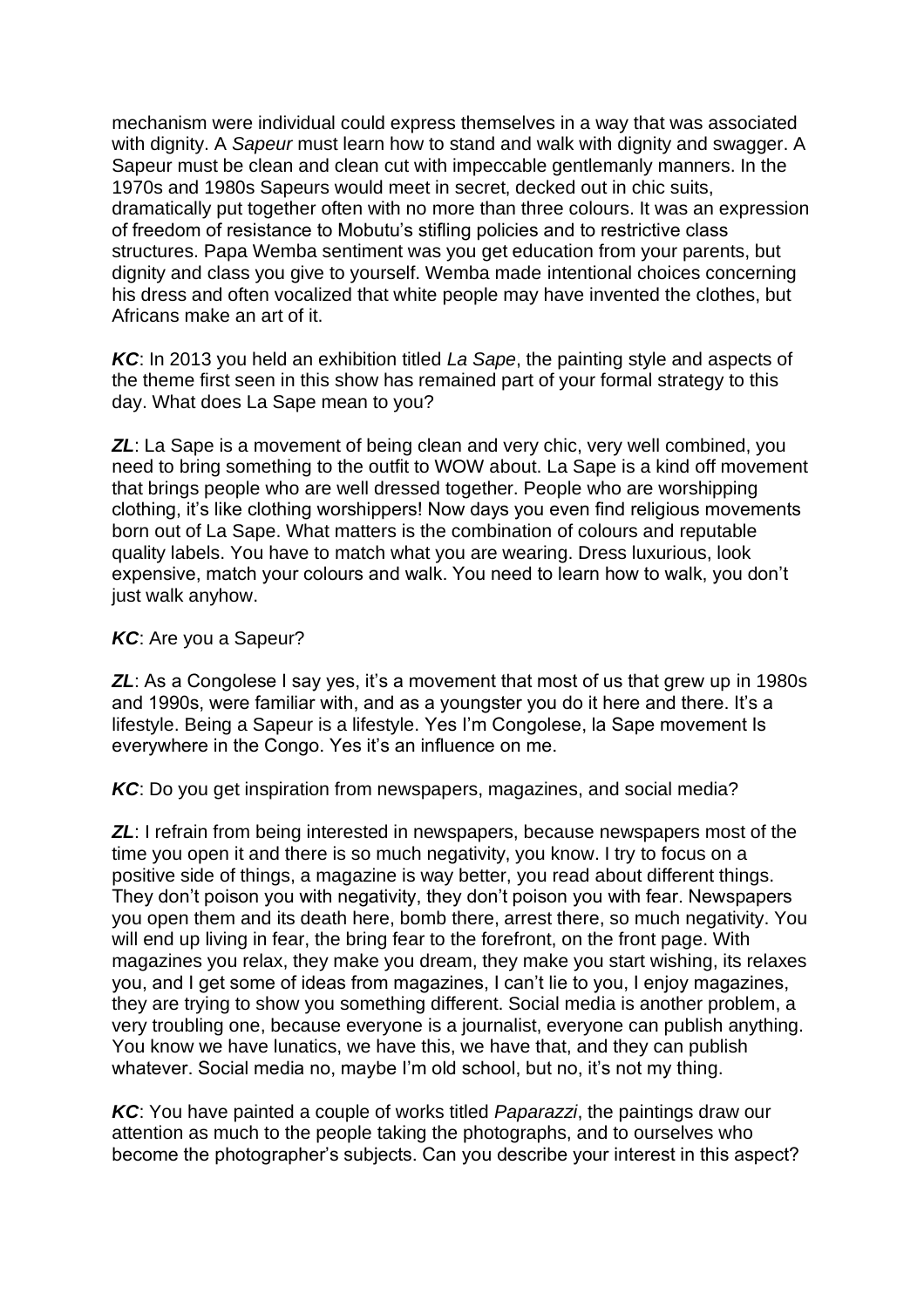mechanism were individual could express themselves in a way that was associated with dignity. A *Sapeur* must learn how to stand and walk with dignity and swagger. A Sapeur must be clean and clean cut with impeccable gentlemanly manners. In the 1970s and 1980s Sapeurs would meet in secret, decked out in chic suits, dramatically put together often with no more than three colours. It was an expression of freedom of resistance to Mobutu's stifling policies and to restrictive class structures. Papa Wemba sentiment was you get education from your parents, but dignity and class you give to yourself. Wemba made intentional choices concerning his dress and often vocalized that white people may have invented the clothes, but Africans make an art of it.

***KC***: In 2013 you held an exhibition titled *La Sape*, the painting style and aspects of the theme first seen in this show has remained part of your formal strategy to this day. What does La Sape mean to you?

***ZL***: La Sape is a movement of being clean and very chic, very well combined, you need to bring something to the outfit to WOW about. La Sape is a kind off movement that brings people who are well dressed together. People who are worshipping clothing, it's like clothing worshippers! Now days you even find religious movements born out of La Sape. What matters is the combination of colours and reputable quality labels. You have to match what you are wearing. Dress luxurious, look expensive, match your colours and walk. You need to learn how to walk, you don't just walk anyhow.

***KC***: Are you a Sapeur?

***ZL***: As a Congolese I say yes, it's a movement that most of us that grew up in 1980s and 1990s, were familiar with, and as a youngster you do it here and there. It's a lifestyle. Being a Sapeur is a lifestyle. Yes I'm Congolese, la Sape movement Is everywhere in the Congo. Yes it's an influence on me.

***KC***: Do you get inspiration from newspapers, magazines, and social media?

***ZL***: I refrain from being interested in newspapers, because newspapers most of the time you open it and there is so much negativity, you know. I try to focus on a positive side of things, a magazine is way better, you read about different things. They don't poison you with negativity, they don't poison you with fear. Newspapers you open them and its death here, bomb there, arrest there, so much negativity. You will end up living in fear, the bring fear to the forefront, on the front page. With magazines you relax, they make you dream, they make you start wishing, its relaxes you, and I get some of ideas from magazines, I can't lie to you, I enjoy magazines, they are trying to show you something different. Social media is another problem, a very troubling one, because everyone is a journalist, everyone can publish anything. You know we have lunatics, we have this, we have that, and they can publish whatever. Social media no, maybe I'm old school, but no, it's not my thing.

***KC***: You have painted a couple of works titled *Paparazzi*, the paintings draw our attention as much to the people taking the photographs, and to ourselves who become the photographer's subjects. Can you describe your interest in this aspect?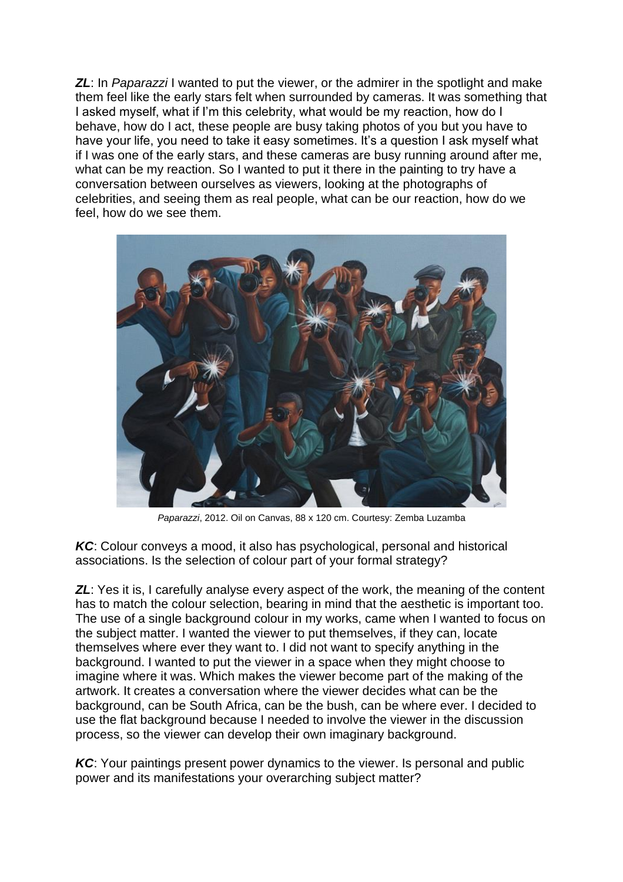***ZL***: In *Paparazzi* I wanted to put the viewer, or the admirer in the spotlight and make them feel like the early stars felt when surrounded by cameras. It was something that I asked myself, what if I'm this celebrity, what would be my reaction, how do I behave, how do I act, these people are busy taking photos of you but you have to have your life, you need to take it easy sometimes. It's a question I ask myself what if I was one of the early stars, and these cameras are busy running around after me, what can be my reaction. So I wanted to put it there in the painting to try have a conversation between ourselves as viewers, looking at the photographs of celebrities, and seeing them as real people, what can be our reaction, how do we feel, how do we see them.

*Paparazzi*, 2012. Oil on Canvas, 88 x 120 cm. Courtesy: Zemba Luzamba

***KC***: Colour conveys a mood, it also has psychological, personal and historical associations. Is the selection of colour part of your formal strategy?

***ZL***: Yes it is, I carefully analyse every aspect of the work, the meaning of the content has to match the colour selection, bearing in mind that the aesthetic is important too. The use of a single background colour in my works, came when I wanted to focus on the subject matter. I wanted the viewer to put themselves, if they can, locate themselves where ever they want to. I did not want to specify anything in the background. I wanted to put the viewer in a space when they might choose to imagine where it was. Which makes the viewer become part of the making of the artwork. It creates a conversation where the viewer decides what can be the background, can be South Africa, can be the bush, can be where ever. I decided to use the flat background because I needed to involve the viewer in the discussion process, so the viewer can develop their own imaginary background.

***KC***: Your paintings present power dynamics to the viewer. Is personal and public power and its manifestations your overarching subject matter?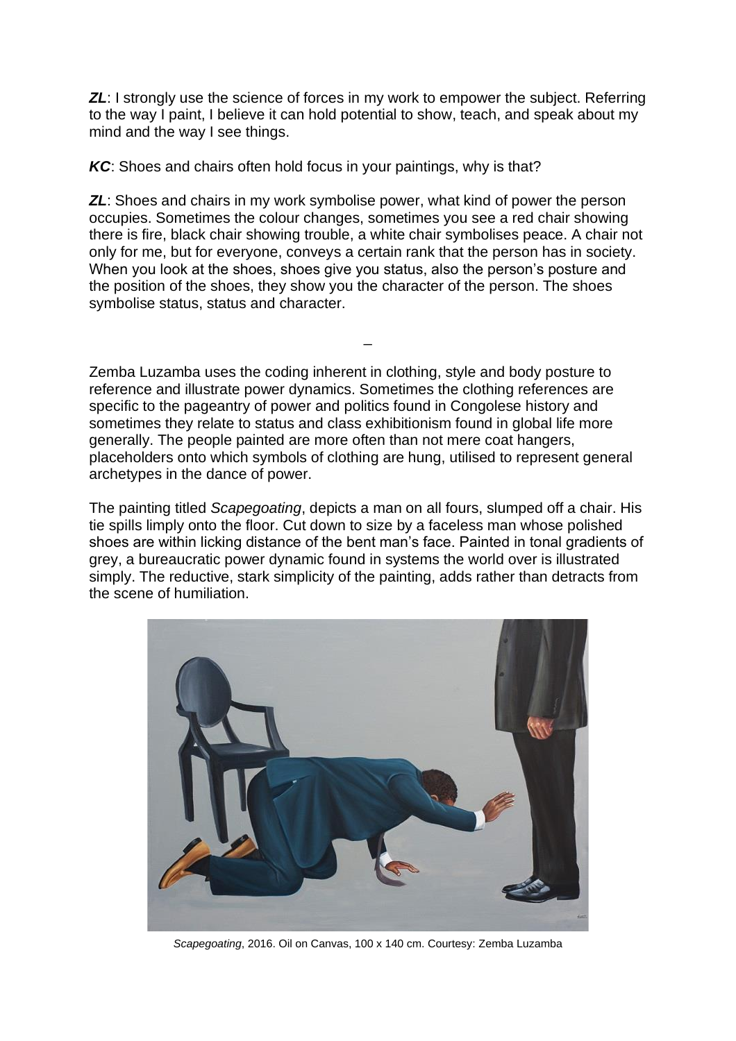***ZL***: I strongly use the science of forces in my work to empower the subject. Referring to the way I paint, I believe it can hold potential to show, teach, and speak about my mind and the way I see things.

***KC***: Shoes and chairs often hold focus in your paintings, why is that?

***ZL***: Shoes and chairs in my work symbolise power, what kind of power the person occupies. Sometimes the colour changes, sometimes you see a red chair showing there is fire, black chair showing trouble, a white chair symbolises peace. A chair not only for me, but for everyone, conveys a certain rank that the person has in society. When you look at the shoes, shoes give you status, also the person's posture and the position of the shoes, they show you the character of the person. The shoes symbolise status, status and character.

–

Zemba Luzamba uses the coding inherent in clothing, style and body posture to reference and illustrate power dynamics. Sometimes the clothing references are specific to the pageantry of power and politics found in Congolese history and sometimes they relate to status and class exhibitionism found in global life more generally. The people painted are more often than not mere coat hangers, placeholders onto which symbols of clothing are hung, utilised to represent general archetypes in the dance of power.

The painting titled *Scapegoating*, depicts a man on all fours, slumped off a chair. His tie spills limply onto the floor. Cut down to size by a faceless man whose polished shoes are within licking distance of the bent man's face. Painted in tonal gradients of grey, a bureaucratic power dynamic found in systems the world over is illustrated simply. The reductive, stark simplicity of the painting, adds rather than detracts from the scene of humiliation.

*Scapegoating*, 2016. Oil on Canvas, 100 x 140 cm. Courtesy: Zemba Luzamba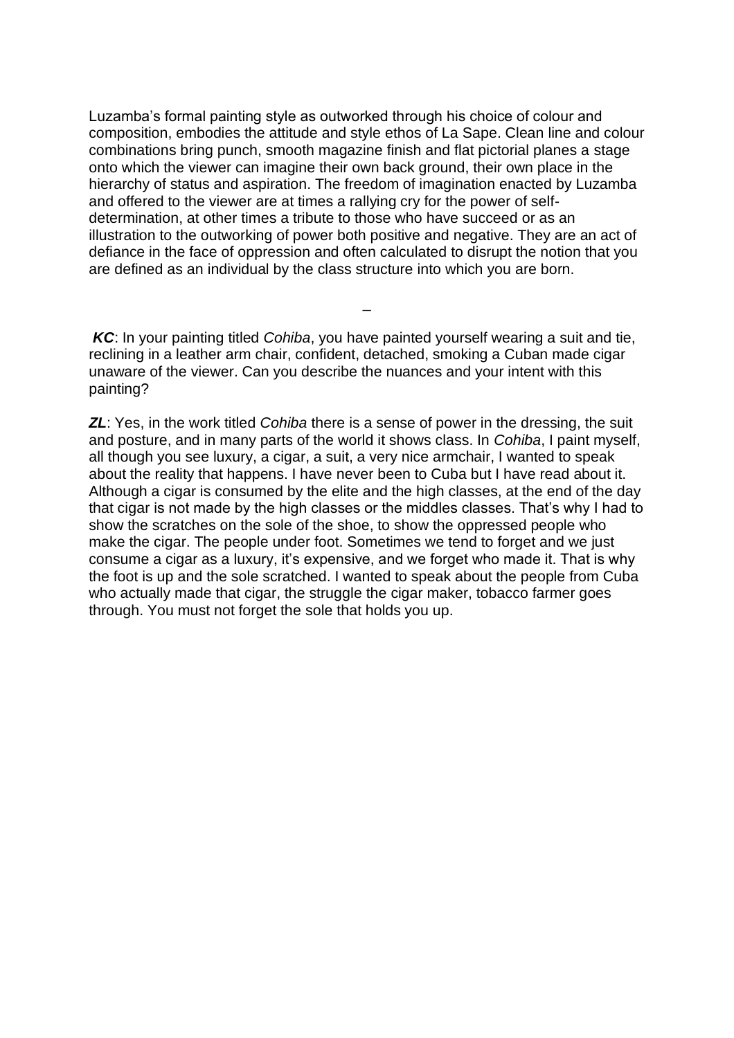Luzamba's formal painting style as outworked through his choice of colour and composition, embodies the attitude and style ethos of La Sape. Clean line and colour combinations bring punch, smooth magazine finish and flat pictorial planes a stage onto which the viewer can imagine their own back ground, their own place in the hierarchy of status and aspiration. The freedom of imagination enacted by Luzamba and offered to the viewer are at times a rallying cry for the power of self-determination, at other times a tribute to those who have succeed or as an illustration to the outworking of power both positive and negative. They are an act of defiance in the face of oppression and often calculated to disrupt the notion that you are defined as an individual by the class structure into which you are born.

–

***KC***: In your painting titled *Cohiba*, you have painted yourself wearing a suit and tie, reclining in a leather arm chair, confident, detached, smoking a Cuban made cigar unaware of the viewer. Can you describe the nuances and your intent with this painting?

***ZL***: Yes, in the work titled *Cohiba* there is a sense of power in the dressing, the suit and posture, and in many parts of the world it shows class. In *Cohiba*, I paint myself, all though you see luxury, a cigar, a suit, a very nice armchair, I wanted to speak about the reality that happens. I have never been to Cuba but I have read about it. Although a cigar is consumed by the elite and the high classes, at the end of the day that cigar is not made by the high classes or the middles classes. That's why I had to show the scratches on the sole of the shoe, to show the oppressed people who make the cigar. The people under foot. Sometimes we tend to forget and we just consume a cigar as a luxury, it's expensive, and we forget who made it. That is why the foot is up and the sole scratched. I wanted to speak about the people from Cuba who actually made that cigar, the struggle the cigar maker, tobacco farmer goes through. You must not forget the sole that holds you up.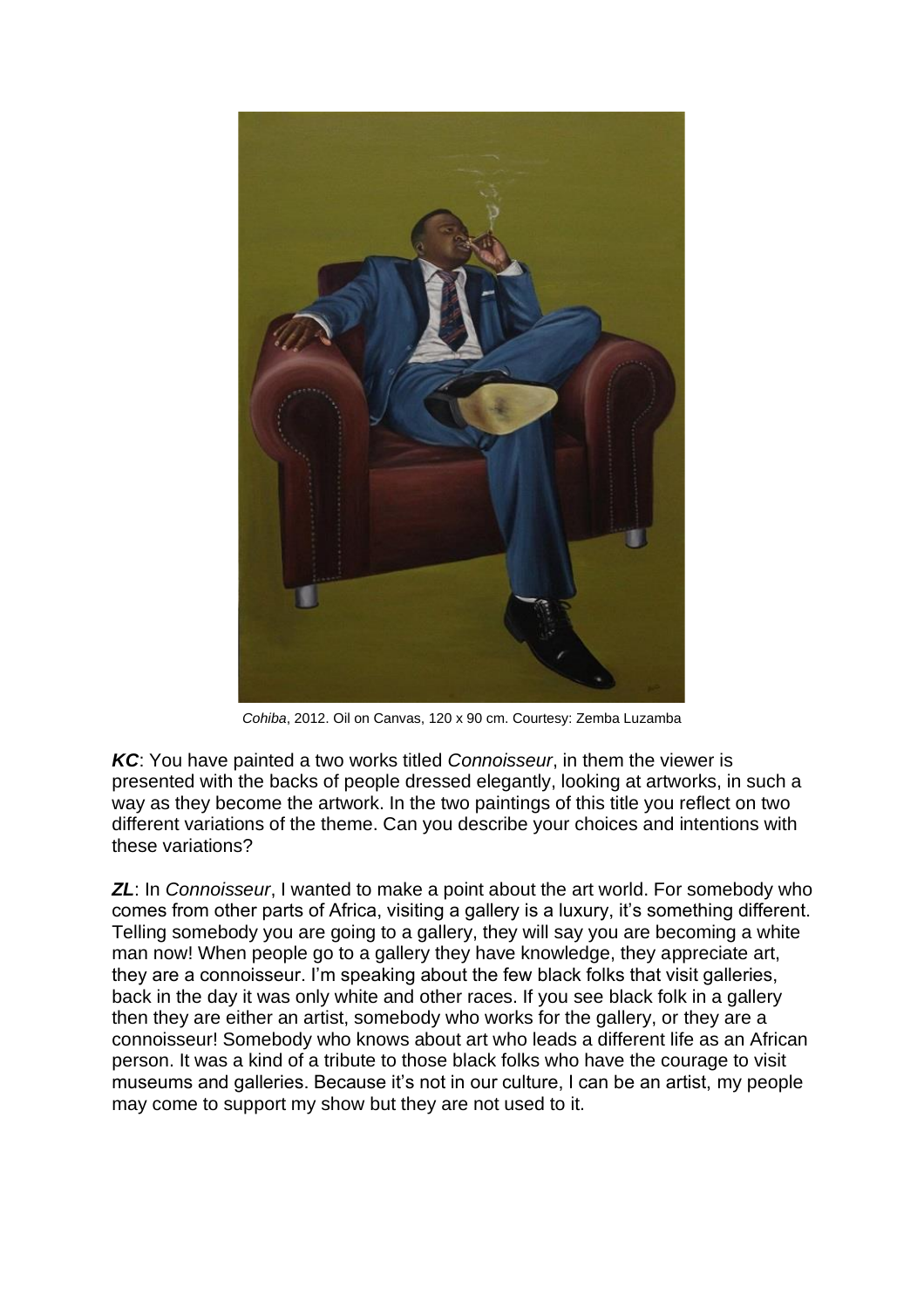*Cohiba*, 2012. Oil on Canvas, 120 x 90 cm. Courtesy: Zemba Luzamba

***KC***: You have painted a two works titled *Connoisseur*, in them the viewer is presented with the backs of people dressed elegantly, looking at artworks, in such a way as they become the artwork. In the two paintings of this title you reflect on two different variations of the theme. Can you describe your choices and intentions with these variations?

***ZL***: In *Connoisseur*, I wanted to make a point about the art world. For somebody who comes from other parts of Africa, visiting a gallery is a luxury, it's something different. Telling somebody you are going to a gallery, they will say you are becoming a white man now! When people go to a gallery they have knowledge, they appreciate art, they are a connoisseur. I'm speaking about the few black folks that visit galleries, back in the day it was only white and other races. If you see black folk in a gallery then they are either an artist, somebody who works for the gallery, or they are a connoisseur! Somebody who knows about art who leads a different life as an African person. It was a kind of a tribute to those black folks who have the courage to visit museums and galleries. Because it's not in our culture, I can be an artist, my people may come to support my show but they are not used to it.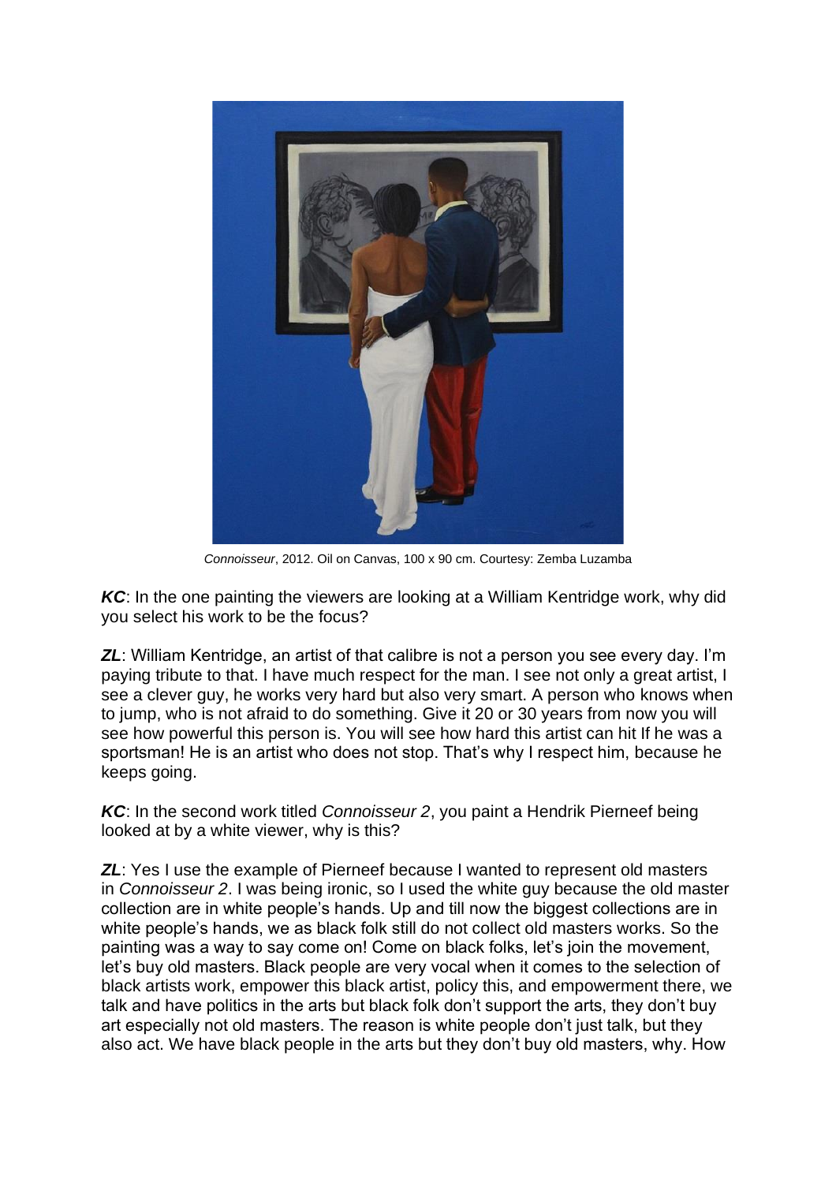*Connoisseur*, 2012. Oil on Canvas, 100 x 90 cm. Courtesy: Zemba Luzamba

***KC***: In the one painting the viewers are looking at a William Kentridge work, why did you select his work to be the focus?

***ZL***: William Kentridge, an artist of that calibre is not a person you see every day. I'm paying tribute to that. I have much respect for the man. I see not only a great artist, I see a clever guy, he works very hard but also very smart. A person who knows when to jump, who is not afraid to do something. Give it 20 or 30 years from now you will see how powerful this person is. You will see how hard this artist can hit If he was a sportsman! He is an artist who does not stop. That's why I respect him, because he keeps going.

***KC***: In the second work titled *Connoisseur 2*, you paint a Hendrik Pierneef being looked at by a white viewer, why is this?

***ZL***: Yes I use the example of Pierneef because I wanted to represent old masters in *Connoisseur 2*. I was being ironic, so I used the white guy because the old master collection are in white people's hands. Up and till now the biggest collections are in white people's hands, we as black folk still do not collect old masters works. So the painting was a way to say come on! Come on black folks, let's join the movement, let's buy old masters. Black people are very vocal when it comes to the selection of black artists work, empower this black artist, policy this, and empowerment there, we talk and have politics in the arts but black folk don't support the arts, they don't buy art especially not old masters. The reason is white people don't just talk, but they also act. We have black people in the arts but they don't buy old masters, why. How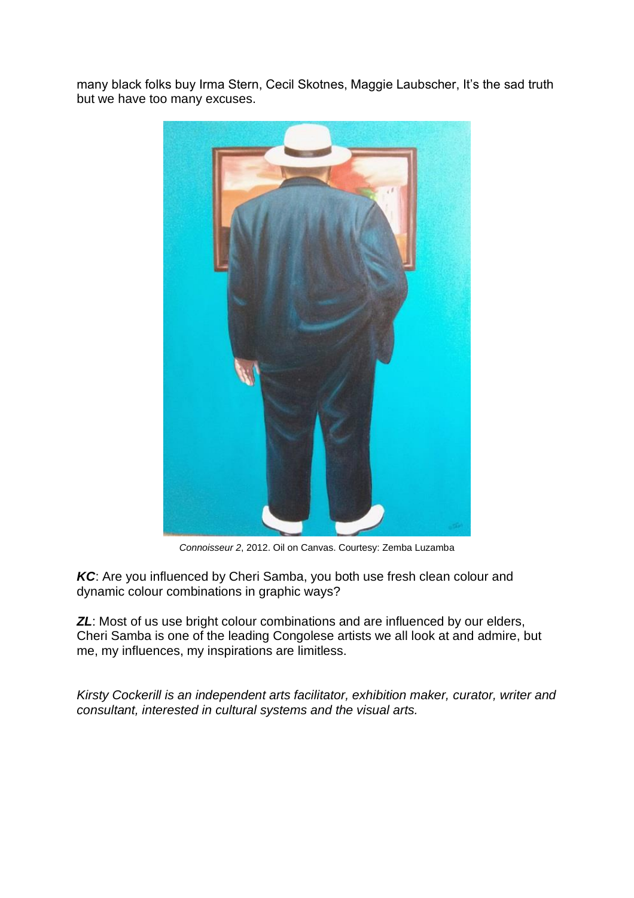many black folks buy Irma Stern, Cecil Skotnes, Maggie Laubscher, It's the sad truth but we have too many excuses.

*Connoisseur 2*, 2012. Oil on Canvas. Courtesy: Zemba Luzamba

***KC***: Are you influenced by Cheri Samba, you both use fresh clean colour and dynamic colour combinations in graphic ways?

***ZL***: Most of us use bright colour combinations and are influenced by our elders, Cheri Samba is one of the leading Congolese artists we all look at and admire, but me, my influences, my inspirations are limitless.

*Kirsty Cockerill is an independent arts facilitator, exhibition maker, curator, writer and consultant, interested in cultural systems and the visual arts.*